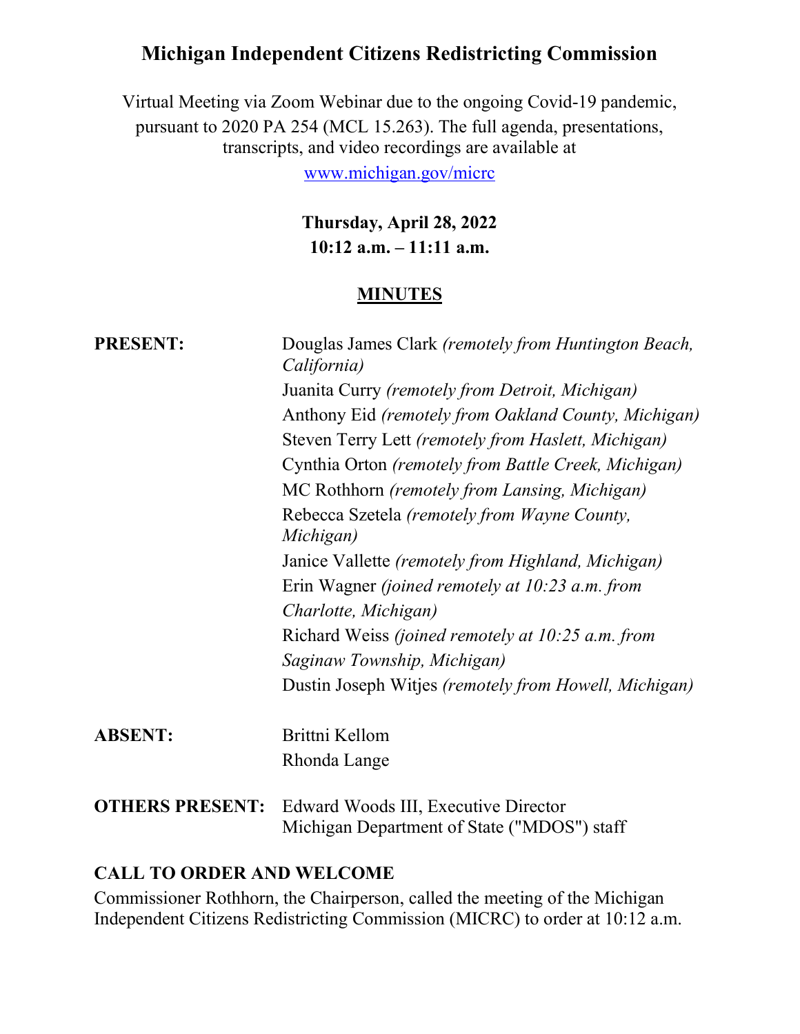# Michigan Independent Citizens Redistricting Commission

Virtual Meeting via Zoom Webinar due to the ongoing Covid-19 pandemic, pursuant to 2020 PA 254 (MCL 15.263). The full agenda, presentations, transcripts, and video recordings are available at [www.michigan.gov/micrc](www.michigan.gov/micrc)

**Thursday, April 28, 2022**
**10:12 a.m. – 11:11 a.m.**

## MINUTES

**PRESENT:**

Douglas James Clark *(remotely from Huntington Beach, California)*
Juanita Curry *(remotely from Detroit, Michigan)*
Anthony Eid *(remotely from Oakland County, Michigan)*
Steven Terry Lett *(remotely from Haslett, Michigan)*
Cynthia Orton *(remotely from Battle Creek, Michigan)*
MC Rothhorn *(remotely from Lansing, Michigan)*
Rebecca Szetela *(remotely from Wayne County, Michigan)*
Janice Vallette *(remotely from Highland, Michigan)*
Erin Wagner *(joined remotely at 10:23 a.m. from Charlotte, Michigan)*
Richard Weiss *(joined remotely at 10:25 a.m. from Saginaw Township, Michigan)*
Dustin Joseph Witjes *(remotely from Howell, Michigan)*

**ABSENT:**

Brittni Kellom
Rhonda Lange

**OTHERS PRESENT:**

Edward Woods III, Executive Director
Michigan Department of State ("MDOS") staff

### CALL TO ORDER AND WELCOME

Commissioner Rothhorn, the Chairperson, called the meeting of the Michigan Independent Citizens Redistricting Commission (MICRC) to order at 10:12 a.m.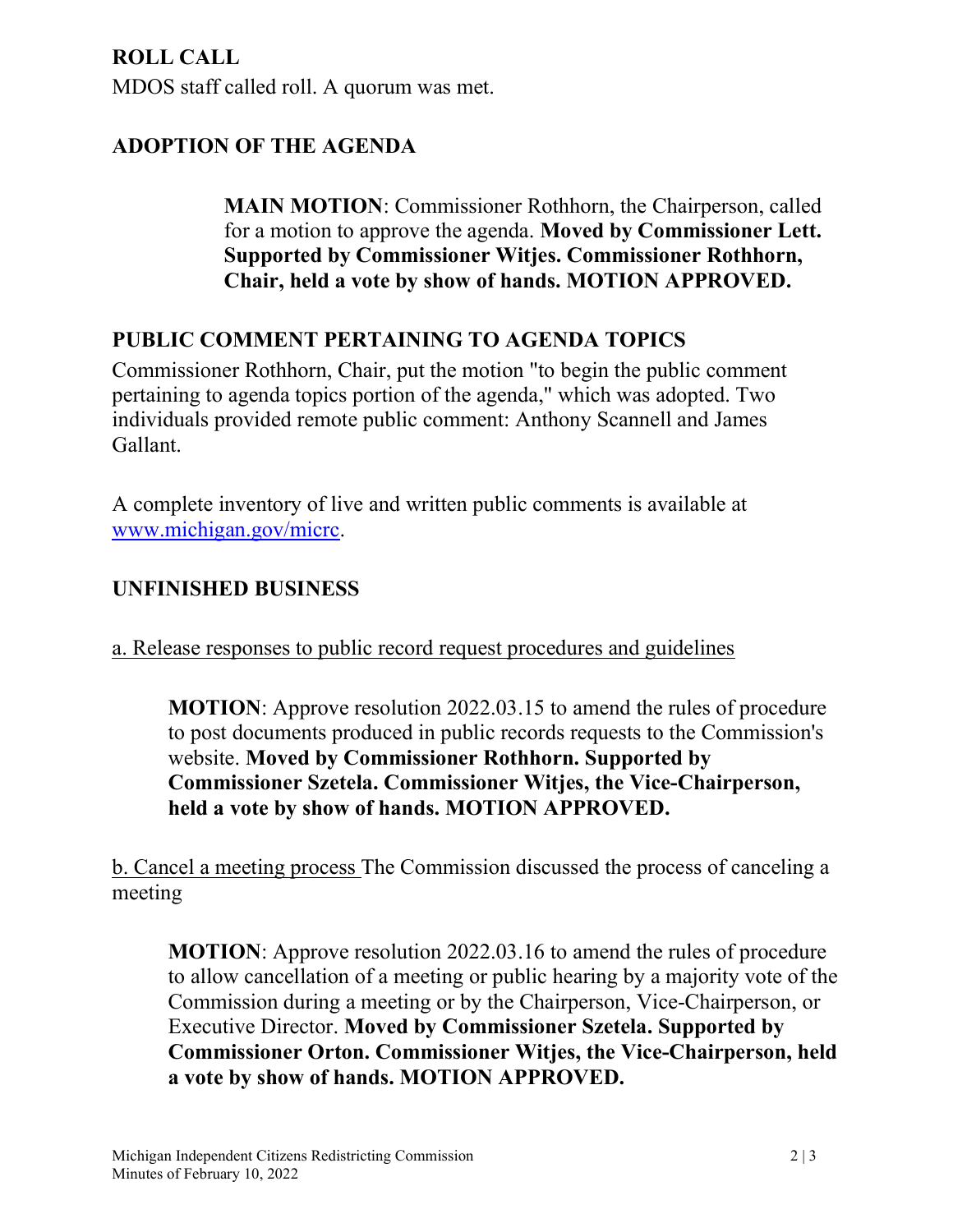## ROLL CALL

MDOS staff called roll. A quorum was met.

## ADOPTION OF THE AGENDA

> **MAIN MOTION**: Commissioner Rothhorn, the Chairperson, called for a motion to approve the agenda. **Moved by Commissioner Lett. Supported by Commissioner Witjes. Commissioner Rothhorn, Chair, held a vote by show of hands. MOTION APPROVED.**

## PUBLIC COMMENT PERTAINING TO AGENDA TOPICS

Commissioner Rothhorn, Chair, put the motion "to begin the public comment pertaining to agenda topics portion of the agenda," which was adopted. Two individuals provided remote public comment: Anthony Scannell and James Gallant.

A complete inventory of live and written public comments is available at [www.michigan.gov/micrc](www.michigan.gov/micrc).

## UNFINISHED BUSINESS

a. Release responses to public record request procedures and guidelines

> **MOTION**: Approve resolution 2022.03.15 to amend the rules of procedure to post documents produced in public records requests to the Commission's website. **Moved by Commissioner Rothhorn. Supported by Commissioner Szetela. Commissioner Witjes, the Vice-Chairperson, held a vote by show of hands. MOTION APPROVED.**

b. Cancel a meeting process The Commission discussed the process of canceling a meeting

> **MOTION**: Approve resolution 2022.03.16 to amend the rules of procedure to allow cancellation of a meeting or public hearing by a majority vote of the Commission during a meeting or by the Chairperson, Vice-Chairperson, or Executive Director. **Moved by Commissioner Szetela. Supported by Commissioner Orton. Commissioner Witjes, the Vice-Chairperson, held a vote by show of hands. MOTION APPROVED.**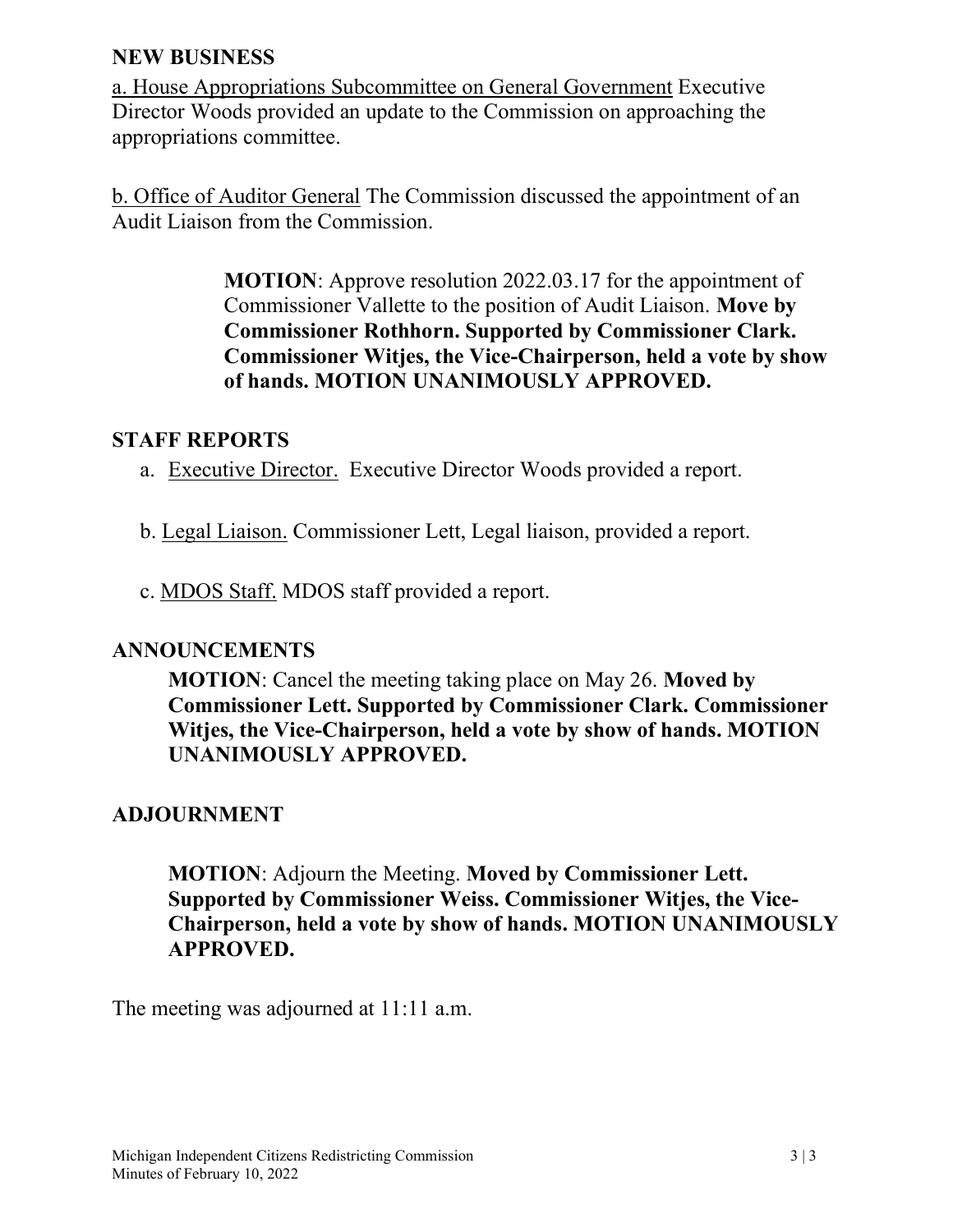## NEW BUSINESS

a. House Appropriations Subcommittee on General Government Executive Director Woods provided an update to the Commission on approaching the appropriations committee.

b. Office of Auditor General The Commission discussed the appointment of an Audit Liaison from the Commission.

> **MOTION**: Approve resolution 2022.03.17 for the appointment of Commissioner Vallette to the position of Audit Liaison. **Move by Commissioner Rothhorn. Supported by Commissioner Clark. Commissioner Witjes, the Vice-Chairperson, held a vote by show of hands. MOTION UNANIMOUSLY APPROVED.**

## STAFF REPORTS

a. Executive Director. Executive Director Woods provided a report.

b. Legal Liaison. Commissioner Lett, Legal liaison, provided a report.

c. MDOS Staff. MDOS staff provided a report.

## ANNOUNCEMENTS

> **MOTION**: Cancel the meeting taking place on May 26. **Moved by Commissioner Lett. Supported by Commissioner Clark. Commissioner Witjes, the Vice-Chairperson, held a vote by show of hands. MOTION UNANIMOUSLY APPROVED.**

## ADJOURNMENT

> **MOTION**: Adjourn the Meeting. **Moved by Commissioner Lett. Supported by Commissioner Weiss. Commissioner Witjes, the Vice-Chairperson, held a vote by show of hands. MOTION UNANIMOUSLY APPROVED.**

The meeting was adjourned at 11:11 a.m.